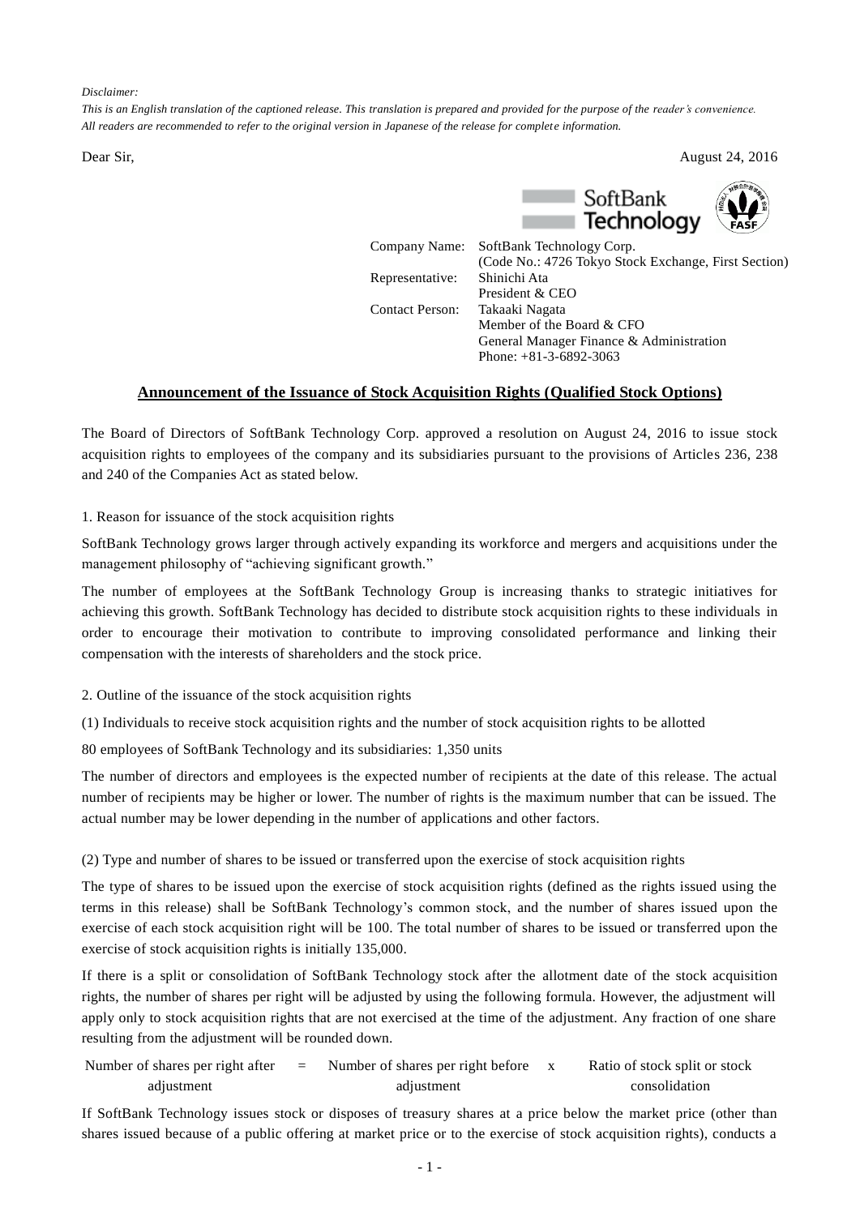*Disclaimer:*
*This is an English translation of the captioned release. This translation is prepared and provided for the purpose of the reader's convenience. All readers are recommended to refer to the original version in Japanese of the release for complete information.*

Dear Sir,

August 24, 2016

SoftBank Technology

| | |
|---|---|
| Company Name: | SoftBank Technology Corp. (Code No.: 4726 Tokyo Stock Exchange, First Section) |
| Representative: | Shinichi Ata President & CEO |
| Contact Person: | Takaaki Nagata Member of the Board & CFO General Manager Finance & Administration Phone: +81-3-6892-3063 |

## Announcement of the Issuance of Stock Acquisition Rights (Qualified Stock Options)

The Board of Directors of SoftBank Technology Corp. approved a resolution on August 24, 2016 to issue stock acquisition rights to employees of the company and its subsidiaries pursuant to the provisions of Articles 236, 238 and 240 of the Companies Act as stated below.

1. Reason for issuance of the stock acquisition rights

SoftBank Technology grows larger through actively expanding its workforce and mergers and acquisitions under the management philosophy of "achieving significant growth."

The number of employees at the SoftBank Technology Group is increasing thanks to strategic initiatives for achieving this growth. SoftBank Technology has decided to distribute stock acquisition rights to these individuals in order to encourage their motivation to contribute to improving consolidated performance and linking their compensation with the interests of shareholders and the stock price.

2. Outline of the issuance of the stock acquisition rights

(1) Individuals to receive stock acquisition rights and the number of stock acquisition rights to be allotted

80 employees of SoftBank Technology and its subsidiaries: 1,350 units

The number of directors and employees is the expected number of recipients at the date of this release. The actual number of recipients may be higher or lower. The number of rights is the maximum number that can be issued. The actual number may be lower depending in the number of applications and other factors.

(2) Type and number of shares to be issued or transferred upon the exercise of stock acquisition rights

The type of shares to be issued upon the exercise of stock acquisition rights (defined as the rights issued using the terms in this release) shall be SoftBank Technology's common stock, and the number of shares issued upon the exercise of each stock acquisition right will be 100. The total number of shares to be issued or transferred upon the exercise of stock acquisition rights is initially 135,000.

If there is a split or consolidation of SoftBank Technology stock after the allotment date of the stock acquisition rights, the number of shares per right will be adjusted by using the following formula. However, the adjustment will apply only to stock acquisition rights that are not exercised at the time of the adjustment. Any fraction of one share resulting from the adjustment will be rounded down.

$$\text{Number of shares per right after adjustment} = \text{Number of shares per right before adjustment} \times \text{Ratio of stock split or stock consolidation}$$

If SoftBank Technology issues stock or disposes of treasury shares at a price below the market price (other than shares issued because of a public offering at market price or to the exercise of stock acquisition rights), conducts a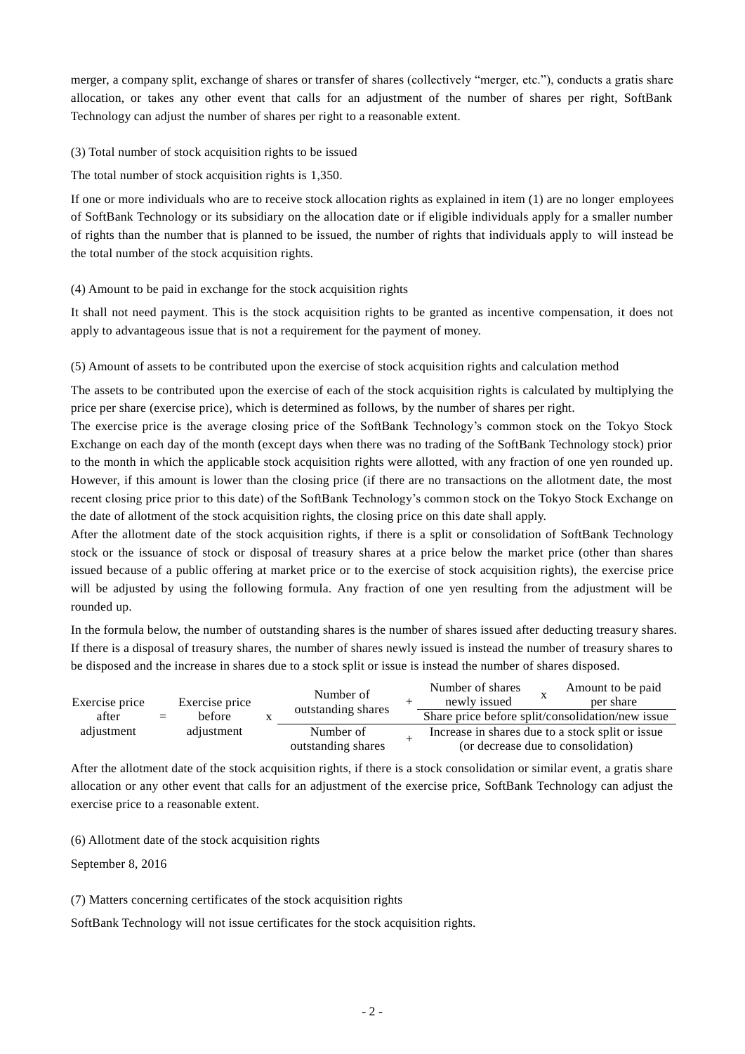merger, a company split, exchange of shares or transfer of shares (collectively "merger, etc."), conducts a gratis share allocation, or takes any other event that calls for an adjustment of the number of shares per right, SoftBank Technology can adjust the number of shares per right to a reasonable extent.

(3) Total number of stock acquisition rights to be issued

The total number of stock acquisition rights is 1,350.

If one or more individuals who are to receive stock allocation rights as explained in item (1) are no longer employees of SoftBank Technology or its subsidiary on the allocation date or if eligible individuals apply for a smaller number of rights than the number that is planned to be issued, the number of rights that individuals apply to will instead be the total number of the stock acquisition rights.

(4) Amount to be paid in exchange for the stock acquisition rights

It shall not need payment. This is the stock acquisition rights to be granted as incentive compensation, it does not apply to advantageous issue that is not a requirement for the payment of money.

(5) Amount of assets to be contributed upon the exercise of stock acquisition rights and calculation method

The assets to be contributed upon the exercise of each of the stock acquisition rights is calculated by multiplying the price per share (exercise price), which is determined as follows, by the number of shares per right.

The exercise price is the average closing price of the SoftBank Technology's common stock on the Tokyo Stock Exchange on each day of the month (except days when there was no trading of the SoftBank Technology stock) prior to the month in which the applicable stock acquisition rights were allotted, with any fraction of one yen rounded up. However, if this amount is lower than the closing price (if there are no transactions on the allotment date, the most recent closing price prior to this date) of the SoftBank Technology's common stock on the Tokyo Stock Exchange on the date of allotment of the stock acquisition rights, the closing price on this date shall apply.

After the allotment date of the stock acquisition rights, if there is a split or consolidation of SoftBank Technology stock or the issuance of stock or disposal of treasury shares at a price below the market price (other than shares issued because of a public offering at market price or to the exercise of stock acquisition rights), the exercise price will be adjusted by using the following formula. Any fraction of one yen resulting from the adjustment will be rounded up.

In the formula below, the number of outstanding shares is the number of shares issued after deducting treasury shares. If there is a disposal of treasury shares, the number of shares newly issued is instead the number of treasury shares to be disposed and the increase in shares due to a stock split or issue is instead the number of shares disposed.

$$\text{Exercise price after adjustment} = \text{Exercise price before adjustment} \times \frac{\text{Number of outstanding shares} + \dfrac{\text{Number of shares newly issued} \times \text{Amount to be paid per share}}{\text{Share price before split/consolidation/new issue}}}{\text{Number of outstanding shares} + \text{Increase in shares due to a stock split or issue (or decrease due to consolidation)}}$$

After the allotment date of the stock acquisition rights, if there is a stock consolidation or similar event, a gratis share allocation or any other event that calls for an adjustment of the exercise price, SoftBank Technology can adjust the exercise price to a reasonable extent.

(6) Allotment date of the stock acquisition rights

September 8, 2016

(7) Matters concerning certificates of the stock acquisition rights

SoftBank Technology will not issue certificates for the stock acquisition rights.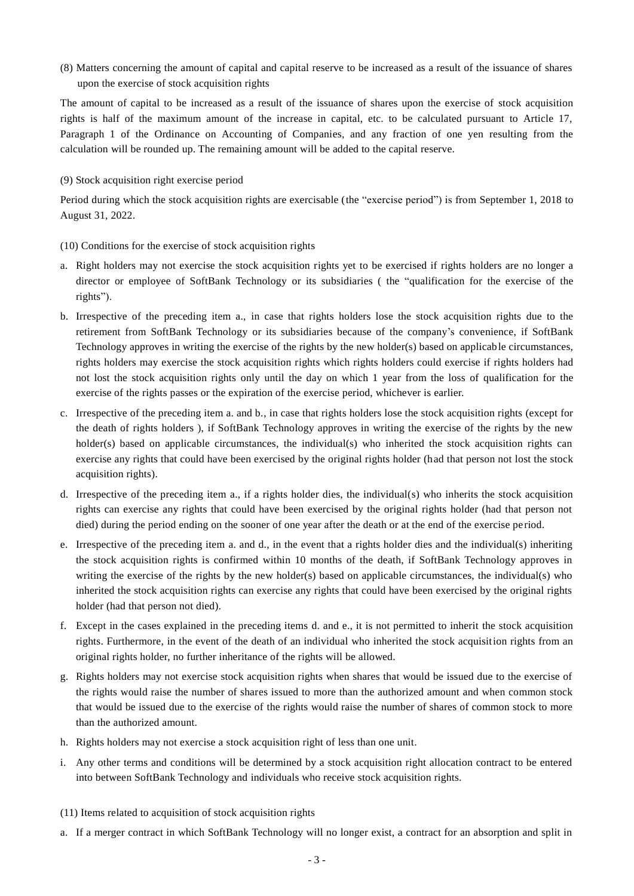(8) Matters concerning the amount of capital and capital reserve to be increased as a result of the issuance of shares upon the exercise of stock acquisition rights

The amount of capital to be increased as a result of the issuance of shares upon the exercise of stock acquisition rights is half of the maximum amount of the increase in capital, etc. to be calculated pursuant to Article 17, Paragraph 1 of the Ordinance on Accounting of Companies, and any fraction of one yen resulting from the calculation will be rounded up. The remaining amount will be added to the capital reserve.

(9) Stock acquisition right exercise period

Period during which the stock acquisition rights are exercisable (the "exercise period") is from September 1, 2018 to August 31, 2022.

(10) Conditions for the exercise of stock acquisition rights

a. Right holders may not exercise the stock acquisition rights yet to be exercised if rights holders are no longer a director or employee of SoftBank Technology or its subsidiaries ( the "qualification for the exercise of the rights").

b. Irrespective of the preceding item a., in case that rights holders lose the stock acquisition rights due to the retirement from SoftBank Technology or its subsidiaries because of the company's convenience, if SoftBank Technology approves in writing the exercise of the rights by the new holder(s) based on applicable circumstances, rights holders may exercise the stock acquisition rights which rights holders could exercise if rights holders had not lost the stock acquisition rights only until the day on which 1 year from the loss of qualification for the exercise of the rights passes or the expiration of the exercise period, whichever is earlier.

c. Irrespective of the preceding item a. and b., in case that rights holders lose the stock acquisition rights (except for the death of rights holders ), if SoftBank Technology approves in writing the exercise of the rights by the new holder(s) based on applicable circumstances, the individual(s) who inherited the stock acquisition rights can exercise any rights that could have been exercised by the original rights holder (had that person not lost the stock acquisition rights).

d. Irrespective of the preceding item a., if a rights holder dies, the individual(s) who inherits the stock acquisition rights can exercise any rights that could have been exercised by the original rights holder (had that person not died) during the period ending on the sooner of one year after the death or at the end of the exercise period.

e. Irrespective of the preceding item a. and d., in the event that a rights holder dies and the individual(s) inheriting the stock acquisition rights is confirmed within 10 months of the death, if SoftBank Technology approves in writing the exercise of the rights by the new holder(s) based on applicable circumstances, the individual(s) who inherited the stock acquisition rights can exercise any rights that could have been exercised by the original rights holder (had that person not died).

f. Except in the cases explained in the preceding items d. and e., it is not permitted to inherit the stock acquisition rights. Furthermore, in the event of the death of an individual who inherited the stock acquisition rights from an original rights holder, no further inheritance of the rights will be allowed.

g. Rights holders may not exercise stock acquisition rights when shares that would be issued due to the exercise of the rights would raise the number of shares issued to more than the authorized amount and when common stock that would be issued due to the exercise of the rights would raise the number of shares of common stock to more than the authorized amount.

h. Rights holders may not exercise a stock acquisition right of less than one unit.

i. Any other terms and conditions will be determined by a stock acquisition right allocation contract to be entered into between SoftBank Technology and individuals who receive stock acquisition rights.

(11) Items related to acquisition of stock acquisition rights

a. If a merger contract in which SoftBank Technology will no longer exist, a contract for an absorption and split in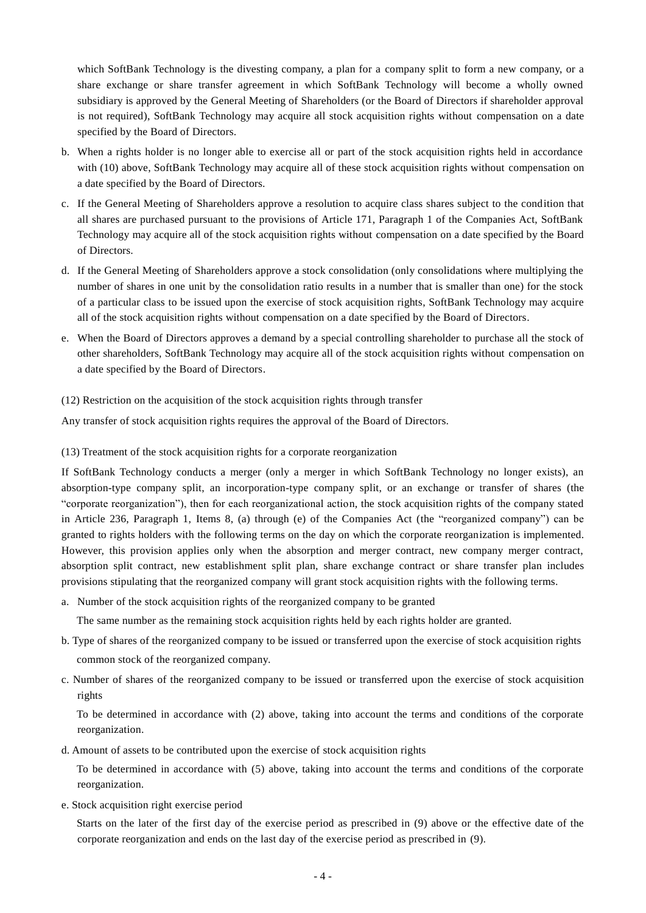which SoftBank Technology is the divesting company, a plan for a company split to form a new company, or a share exchange or share transfer agreement in which SoftBank Technology will become a wholly owned subsidiary is approved by the General Meeting of Shareholders (or the Board of Directors if shareholder approval is not required), SoftBank Technology may acquire all stock acquisition rights without compensation on a date specified by the Board of Directors.

b. When a rights holder is no longer able to exercise all or part of the stock acquisition rights held in accordance with (10) above, SoftBank Technology may acquire all of these stock acquisition rights without compensation on a date specified by the Board of Directors.

c. If the General Meeting of Shareholders approve a resolution to acquire class shares subject to the condition that all shares are purchased pursuant to the provisions of Article 171, Paragraph 1 of the Companies Act, SoftBank Technology may acquire all of the stock acquisition rights without compensation on a date specified by the Board of Directors.

d. If the General Meeting of Shareholders approve a stock consolidation (only consolidations where multiplying the number of shares in one unit by the consolidation ratio results in a number that is smaller than one) for the stock of a particular class to be issued upon the exercise of stock acquisition rights, SoftBank Technology may acquire all of the stock acquisition rights without compensation on a date specified by the Board of Directors.

e. When the Board of Directors approves a demand by a special controlling shareholder to purchase all the stock of other shareholders, SoftBank Technology may acquire all of the stock acquisition rights without compensation on a date specified by the Board of Directors.

(12) Restriction on the acquisition of the stock acquisition rights through transfer

Any transfer of stock acquisition rights requires the approval of the Board of Directors.

(13) Treatment of the stock acquisition rights for a corporate reorganization

If SoftBank Technology conducts a merger (only a merger in which SoftBank Technology no longer exists), an absorption-type company split, an incorporation-type company split, or an exchange or transfer of shares (the "corporate reorganization"), then for each reorganizational action, the stock acquisition rights of the company stated in Article 236, Paragraph 1, Items 8, (a) through (e) of the Companies Act (the "reorganized company") can be granted to rights holders with the following terms on the day on which the corporate reorganization is implemented. However, this provision applies only when the absorption and merger contract, new company merger contract, absorption split contract, new establishment split plan, share exchange contract or share transfer plan includes provisions stipulating that the reorganized company will grant stock acquisition rights with the following terms.

a. Number of the stock acquisition rights of the reorganized company to be granted

   The same number as the remaining stock acquisition rights held by each rights holder are granted.

b. Type of shares of the reorganized company to be issued or transferred upon the exercise of stock acquisition rights

   common stock of the reorganized company.

c. Number of shares of the reorganized company to be issued or transferred upon the exercise of stock acquisition rights

   To be determined in accordance with (2) above, taking into account the terms and conditions of the corporate reorganization.

d. Amount of assets to be contributed upon the exercise of stock acquisition rights

   To be determined in accordance with (5) above, taking into account the terms and conditions of the corporate reorganization.

e. Stock acquisition right exercise period

   Starts on the later of the first day of the exercise period as prescribed in (9) above or the effective date of the corporate reorganization and ends on the last day of the exercise period as prescribed in (9).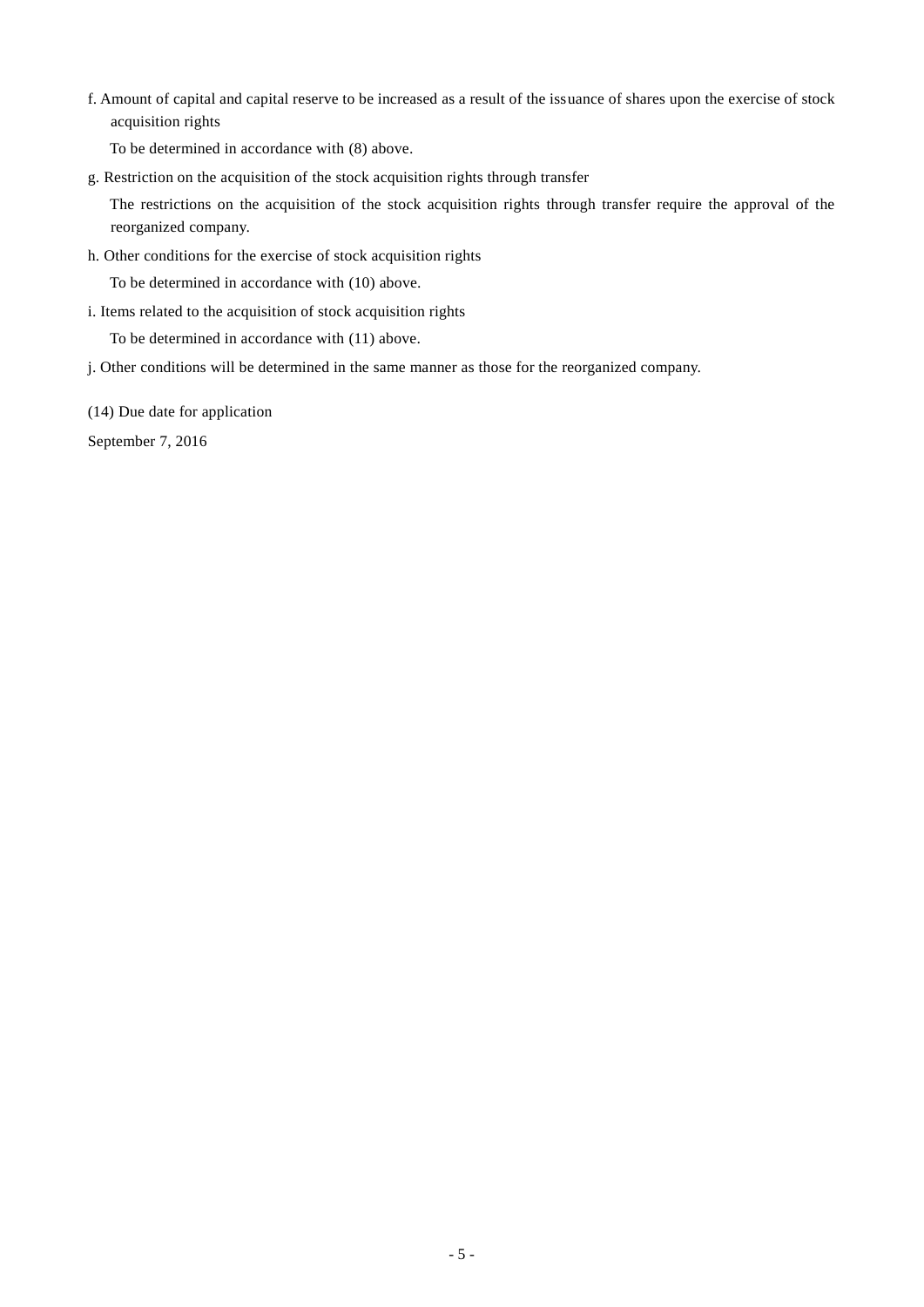f. Amount of capital and capital reserve to be increased as a result of the issuance of shares upon the exercise of stock acquisition rights

To be determined in accordance with (8) above.

g. Restriction on the acquisition of the stock acquisition rights through transfer

The restrictions on the acquisition of the stock acquisition rights through transfer require the approval of the reorganized company.

h. Other conditions for the exercise of stock acquisition rights

To be determined in accordance with (10) above.

i. Items related to the acquisition of stock acquisition rights

To be determined in accordance with (11) above.

j. Other conditions will be determined in the same manner as those for the reorganized company.

(14) Due date for application

September 7, 2016